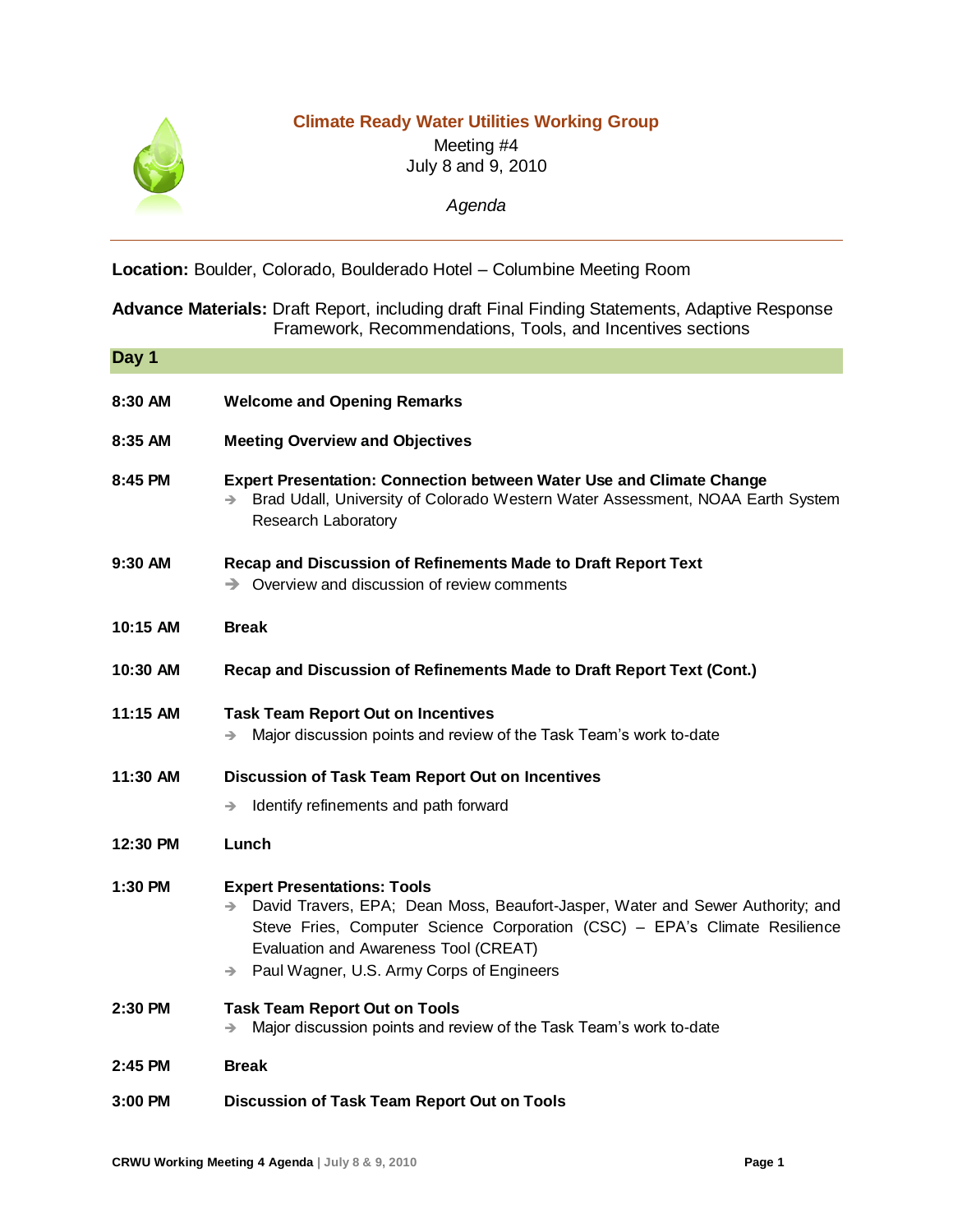# Climate Ready Water Utilities Working Group

Meeting #4
July 8 and 9, 2010

*Agenda*

**Location:** Boulder, Colorado, Boulderado Hotel – Columbine Meeting Room

**Advance Materials:** Draft Report, including draft Final Finding Statements, Adaptive Response Framework, Recommendations, Tools, and Incentives sections

## Day 1

**8:30 AM** **Welcome and Opening Remarks**

**8:35 AM** **Meeting Overview and Objectives**

**8:45 PM** **Expert Presentation: Connection between Water Use and Climate Change**
- Brad Udall, University of Colorado Western Water Assessment, NOAA Earth System Research Laboratory

**9:30 AM** **Recap and Discussion of Refinements Made to Draft Report Text**
- Overview and discussion of review comments

**10:15 AM** **Break**

**10:30 AM** **Recap and Discussion of Refinements Made to Draft Report Text (Cont.)**

**11:15 AM** **Task Team Report Out on Incentives**
- Major discussion points and review of the Task Team's work to-date

**11:30 AM** **Discussion of Task Team Report Out on Incentives**
- Identify refinements and path forward

**12:30 PM** **Lunch**

**1:30 PM** **Expert Presentations: Tools**
- David Travers, EPA; Dean Moss, Beaufort-Jasper, Water and Sewer Authority; and Steve Fries, Computer Science Corporation (CSC) – EPA's Climate Resilience Evaluation and Awareness Tool (CREAT)
- Paul Wagner, U.S. Army Corps of Engineers

**2:30 PM** **Task Team Report Out on Tools**
- Major discussion points and review of the Task Team's work to-date

**2:45 PM** **Break**

**3:00 PM** **Discussion of Task Team Report Out on Tools**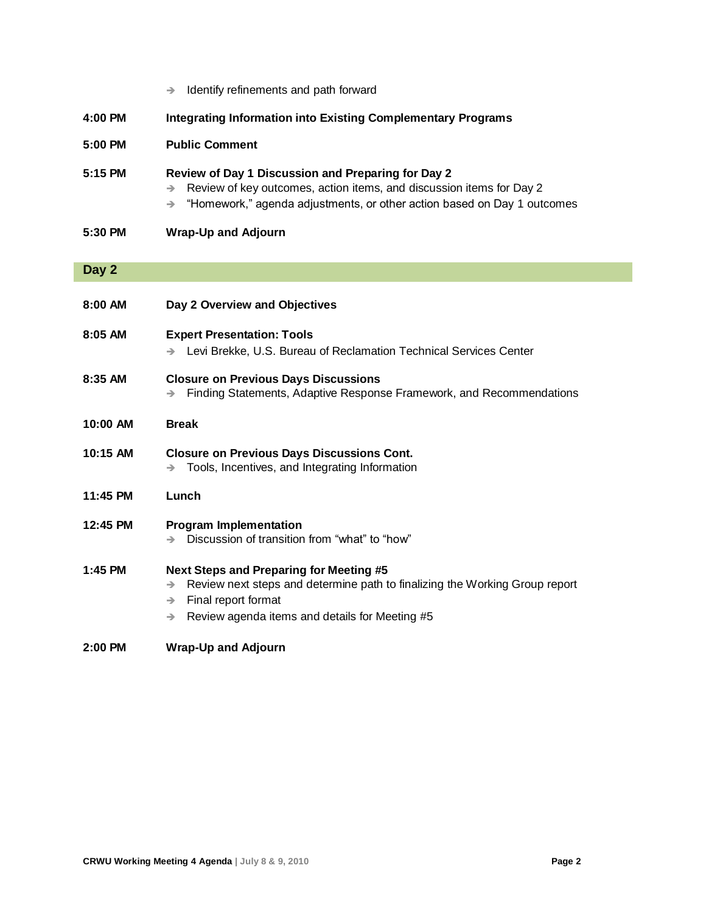- Identify refinements and path forward

**4:00 PM** **Integrating Information into Existing Complementary Programs**

**5:00 PM** **Public Comment**

**5:15 PM** **Review of Day 1 Discussion and Preparing for Day 2**

- Review of key outcomes, action items, and discussion items for Day 2
- "Homework," agenda adjustments, or other action based on Day 1 outcomes

**5:30 PM** **Wrap-Up and Adjourn**

## Day 2

**8:00 AM** **Day 2 Overview and Objectives**

**8:05 AM** **Expert Presentation: Tools**

- Levi Brekke, U.S. Bureau of Reclamation Technical Services Center

**8:35 AM** **Closure on Previous Days Discussions**

- Finding Statements, Adaptive Response Framework, and Recommendations

**10:00 AM** **Break**

**10:15 AM** **Closure on Previous Days Discussions Cont.**

- Tools, Incentives, and Integrating Information

**11:45 PM** **Lunch**

**12:45 PM** **Program Implementation**

- Discussion of transition from "what" to "how"

**1:45 PM** **Next Steps and Preparing for Meeting #5**

- Review next steps and determine path to finalizing the Working Group report
- Final report format
- Review agenda items and details for Meeting #5

**2:00 PM** **Wrap-Up and Adjourn**